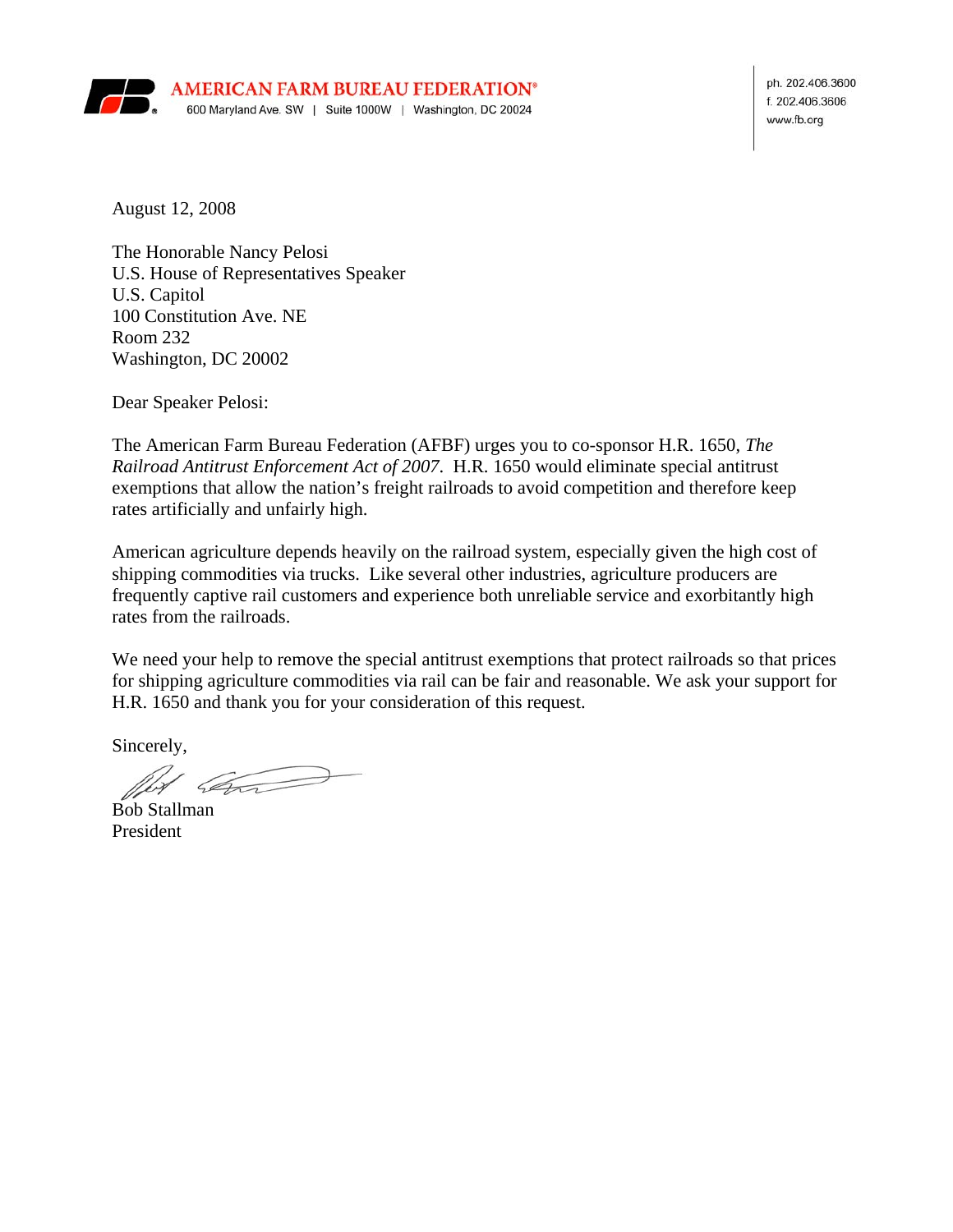**AMERICAN FARM BUREAU FEDERATION®**
600 Maryland Ave. SW | Suite 1000W | Washington, DC 20024

ph. 202.406.3600
f. 202.406.3606
www.fb.org

August 12, 2008

The Honorable Nancy Pelosi
U.S. House of Representatives Speaker
U.S. Capitol
100 Constitution Ave. NE
Room 232
Washington, DC 20002

Dear Speaker Pelosi:

The American Farm Bureau Federation (AFBF) urges you to co-sponsor H.R. 1650, *The Railroad Antitrust Enforcement Act of 2007*. H.R. 1650 would eliminate special antitrust exemptions that allow the nation's freight railroads to avoid competition and therefore keep rates artificially and unfairly high.

American agriculture depends heavily on the railroad system, especially given the high cost of shipping commodities via trucks. Like several other industries, agriculture producers are frequently captive rail customers and experience both unreliable service and exorbitantly high rates from the railroads.

We need your help to remove the special antitrust exemptions that protect railroads so that prices for shipping agriculture commodities via rail can be fair and reasonable. We ask your support for H.R. 1650 and thank you for your consideration of this request.

Sincerely,

Bob Stallman
President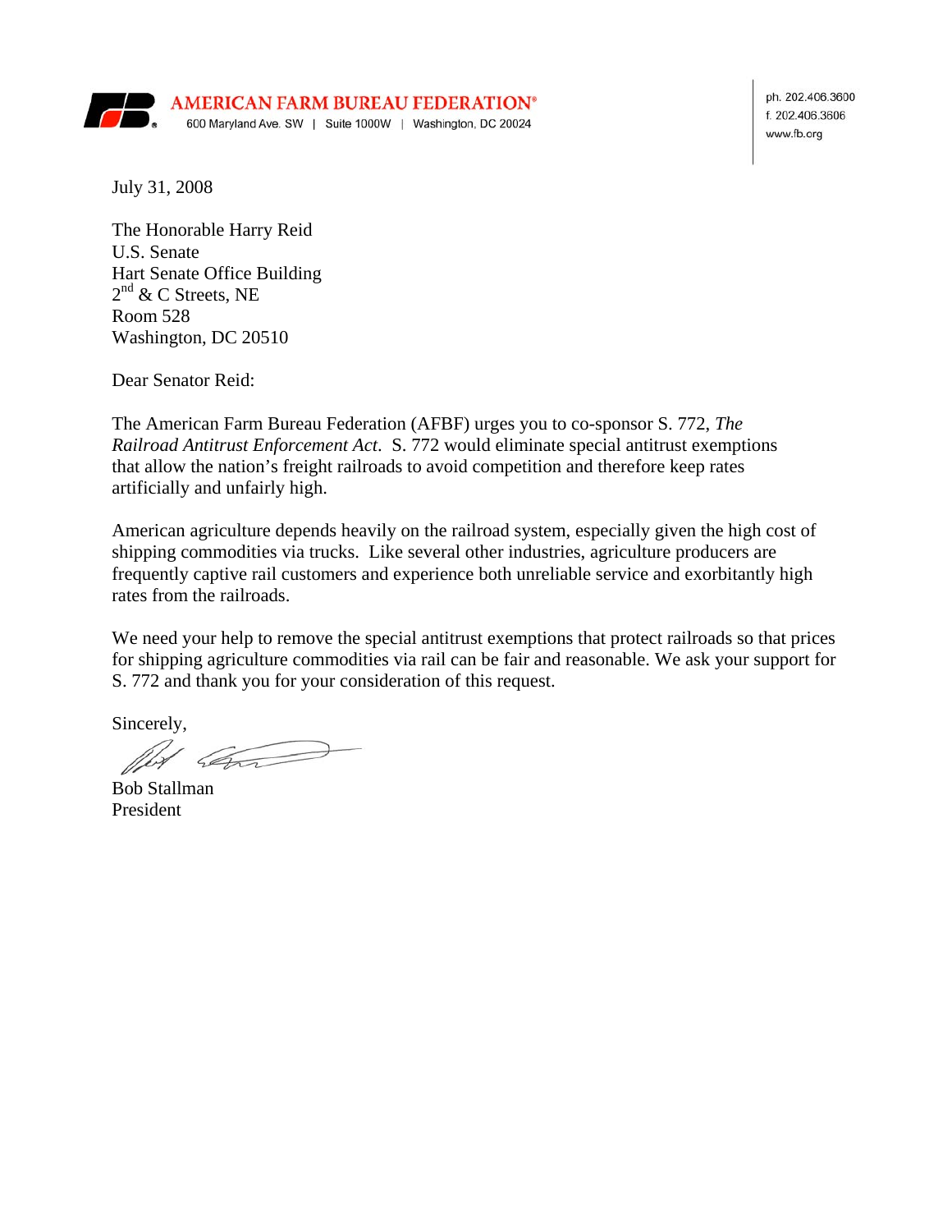**AMERICAN FARM BUREAU FEDERATION®**
600 Maryland Ave. SW | Suite 1000W | Washington, DC 20024

ph. 202.406.3600
f. 202.406.3606
www.fb.org

July 31, 2008

The Honorable Harry Reid
U.S. Senate
Hart Senate Office Building
2nd & C Streets, NE
Room 528
Washington, DC 20510

Dear Senator Reid:

The American Farm Bureau Federation (AFBF) urges you to co-sponsor S. 772, *The Railroad Antitrust Enforcement Act*. S. 772 would eliminate special antitrust exemptions that allow the nation's freight railroads to avoid competition and therefore keep rates artificially and unfairly high.

American agriculture depends heavily on the railroad system, especially given the high cost of shipping commodities via trucks. Like several other industries, agriculture producers are frequently captive rail customers and experience both unreliable service and exorbitantly high rates from the railroads.

We need your help to remove the special antitrust exemptions that protect railroads so that prices for shipping agriculture commodities via rail can be fair and reasonable. We ask your support for S. 772 and thank you for your consideration of this request.

Sincerely,

Bob Stallman
President